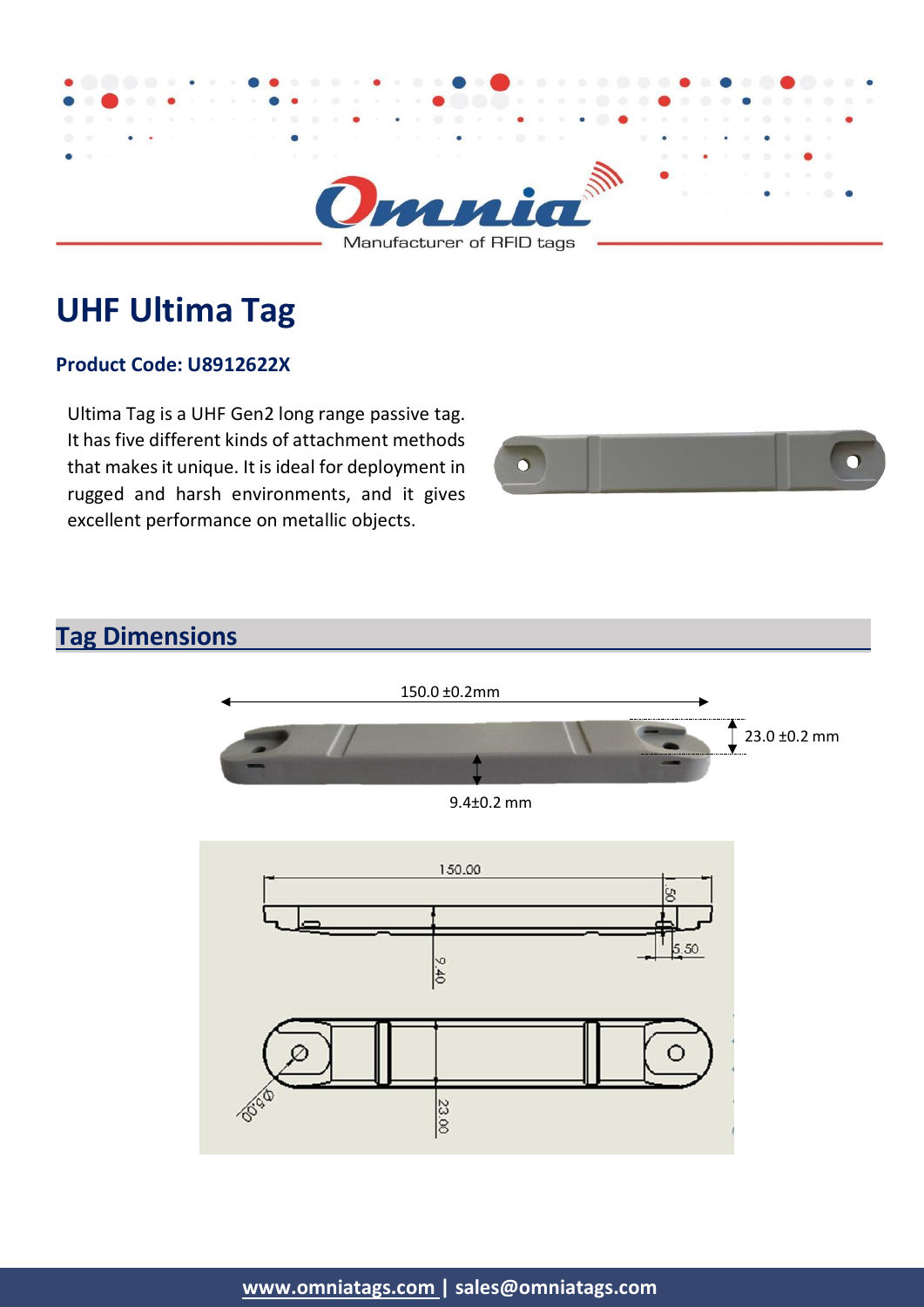# UHF Ultima Tag

### Product Code: U8912622X

Ultima Tag is a UHF Gen2 long range passive tag. It has five different kinds of attachment methods that makes it unique. It is ideal for deployment in rugged and harsh environments, and it gives excellent performance on metallic objects.

## Tag Dimensions

150.0 ±0.2mm

23.0 ±0.2 mm

9.4±0.2 mm

www.omniatags.com | sales@omniatags.com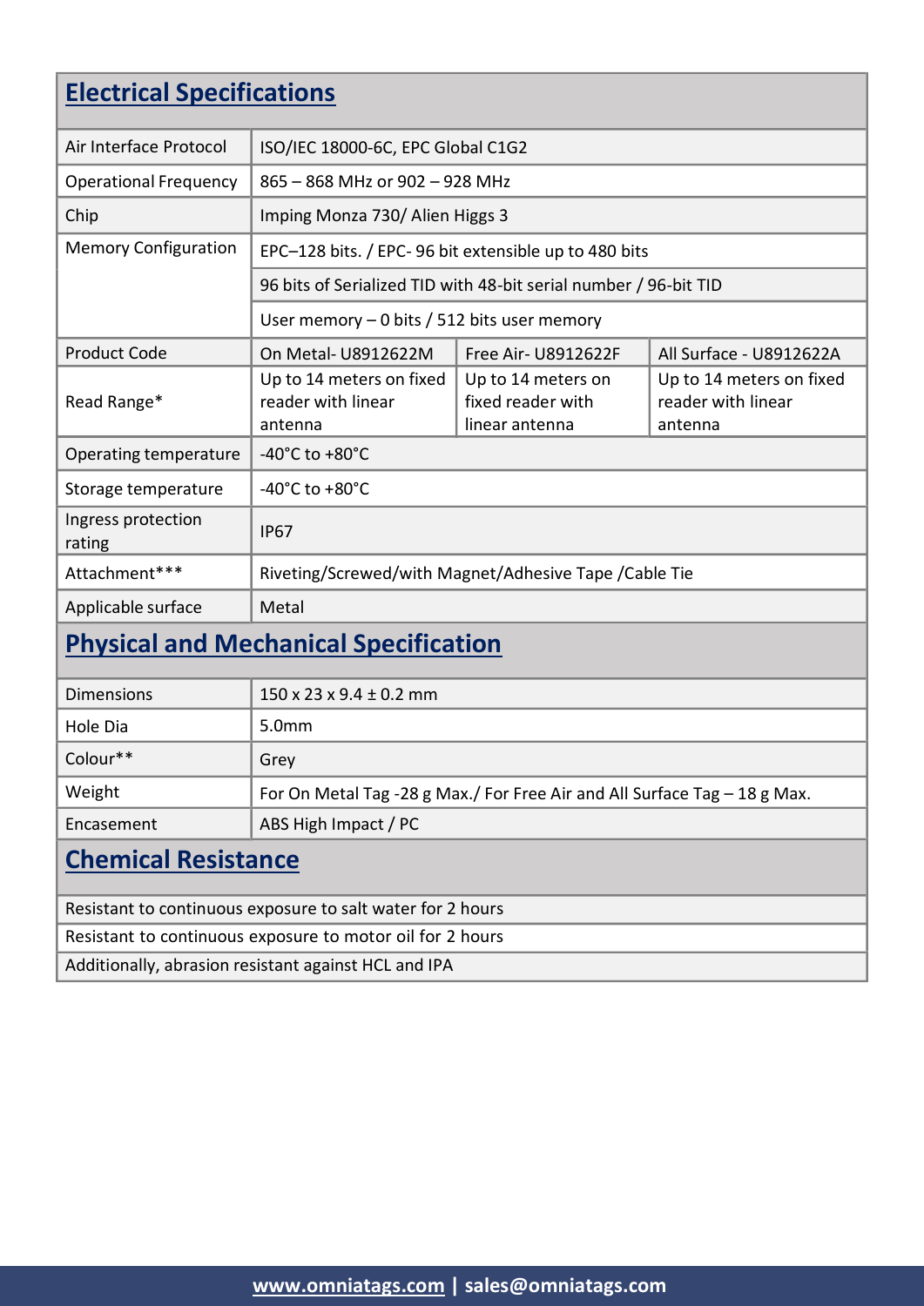## Electrical Specifications

| | | | |
|---|---|---|---|
| Air Interface Protocol | ISO/IEC 18000-6C, EPC Global C1G2 | | |
| Operational Frequency | 865 – 868 MHz or 902 – 928 MHz | | |
| Chip | Imping Monza 730/ Alien Higgs 3 | | |
| Memory Configuration | EPC–128 bits. / EPC- 96 bit extensible up to 480 bits | | |
| | 96 bits of Serialized TID with 48-bit serial number / 96-bit TID | | |
| | User memory – 0 bits / 512 bits user memory | | |
| Product Code | On Metal- U8912622M | Free Air- U8912622F | All Surface - U8912622A |
| Read Range* | Up to 14 meters on fixed reader with linear antenna | Up to 14 meters on fixed reader with linear antenna | Up to 14 meters on fixed reader with linear antenna |
| Operating temperature | -40°C to +80°C | | |
| Storage temperature | -40°C to +80°C | | |
| Ingress protection rating | IP67 | | |
| Attachment*** | Riveting/Screwed/with Magnet/Adhesive Tape /Cable Tie | | |
| Applicable surface | Metal | | |

## Physical and Mechanical Specification

| | |
|---|---|
| Dimensions | 150 x 23 x 9.4 ± 0.2 mm |
| Hole Dia | 5.0mm |
| Colour** | Grey |
| Weight | For On Metal Tag -28 g Max./ For Free Air and All Surface Tag – 18 g Max. |
| Encasement | ABS High Impact / PC |

## Chemical Resistance

| |
|---|
| Resistant to continuous exposure to salt water for 2 hours |
| Resistant to continuous exposure to motor oil for 2 hours |
| Additionally, abrasion resistant against HCL and IPA |

www.omniatags.com | sales@omniatags.com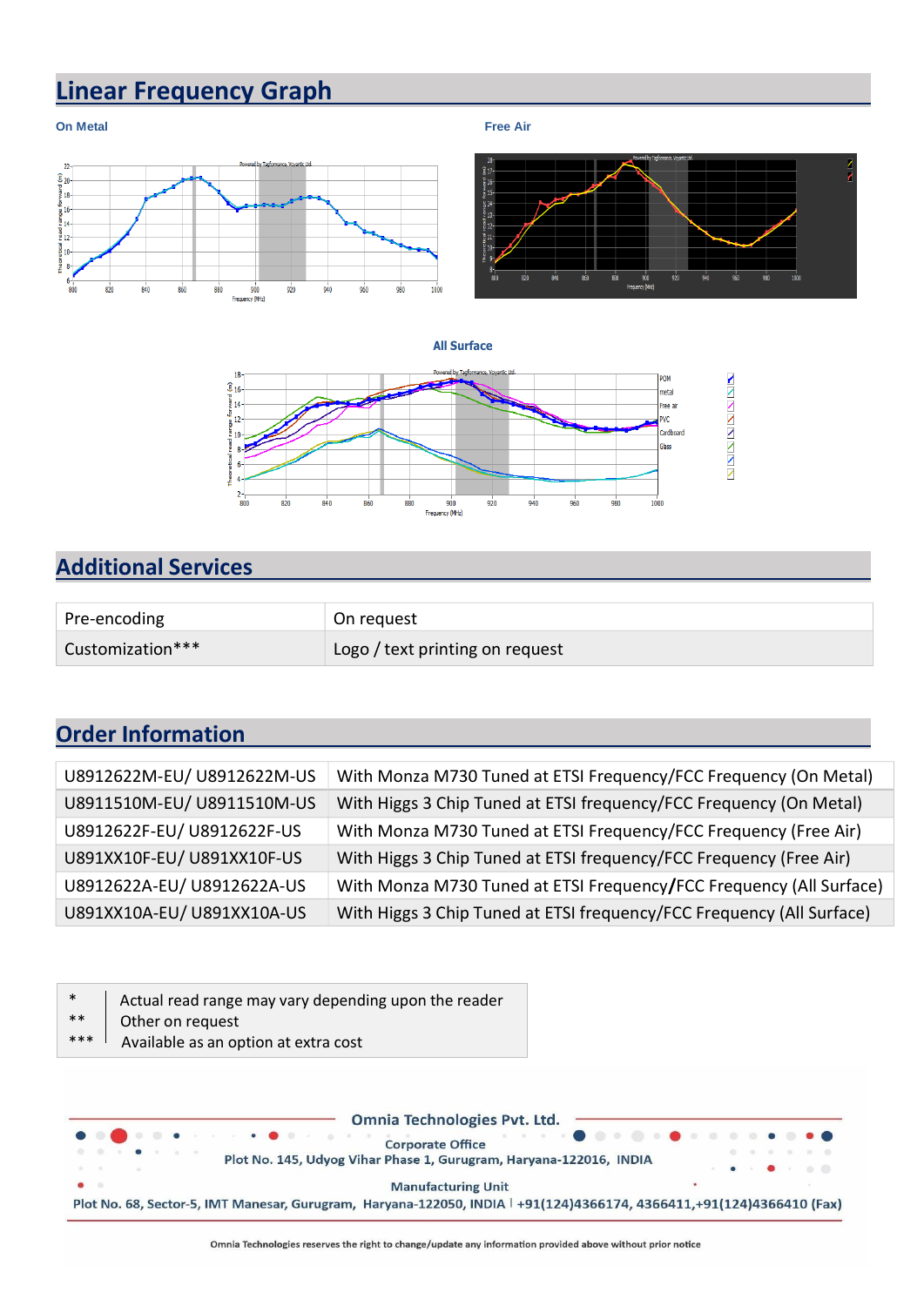## Linear Frequency Graph

**On Metal**

Powered by Tagformance, Voyantic Ltd.

Theoretical read range forward (m)

22
20
18
16
14
12
10
8
6

800 820 840 860 880 900 920 940 960 980 1000

Frequency (MHz)

**Free Air**

Powered by Tagformance, Voyantic Ltd.

Theoretical read range forward (m)

Frequency (MHz)

**All Surface**

Powered by Tagformance, Voyantic Ltd.

Theoretical read range forward (m)

18
16
14
12
10
8
6
4
2

800 820 840 860 880 900 920 940 960 980 1000

Frequency (MHz)

POM
metal
Free air
PVC
Cardboard
Glass

## Additional Services

| | |
|---|---|
| Pre-encoding | On request |
| Customization*** | Logo / text printing on request |

## Order Information

| | |
|---|---|
| U8912622M-EU/ U8912622M-US | With Monza M730 Tuned at ETSI Frequency/FCC Frequency (On Metal) |
| U8911510M-EU/ U8911510M-US | With Higgs 3 Chip Tuned at ETSI frequency/FCC Frequency (On Metal) |
| U8912622F-EU/ U8912622F-US | With Monza M730 Tuned at ETSI Frequency/FCC Frequency (Free Air) |
| U891XX10F-EU/ U891XX10F-US | With Higgs 3 Chip Tuned at ETSI frequency/FCC Frequency (Free Air) |
| U8912622A-EU/ U8912622A-US | With Monza M730 Tuned at ETSI Frequency/FCC Frequency (All Surface) |
| U891XX10A-EU/ U891XX10A-US | With Higgs 3 Chip Tuned at ETSI frequency/FCC Frequency (All Surface) |

| | |
|---|---|
| * | Actual read range may vary depending upon the reader |
| ** | Other on request |
| *** | Available as an option at extra cost |

**Omnia Technologies Pvt. Ltd.**

Corporate Office
Plot No. 145, Udyog Vihar Phase 1, Gurugram, Haryana-122016, INDIA

Manufacturing Unit
Plot No. 68, Sector-5, IMT Manesar, Gurugram, Haryana-122050, INDIA | +91(124)4366174, 4366411,+91(124)4366410 (Fax)

Omnia Technologies reserves the right to change/update any information provided above without prior notice